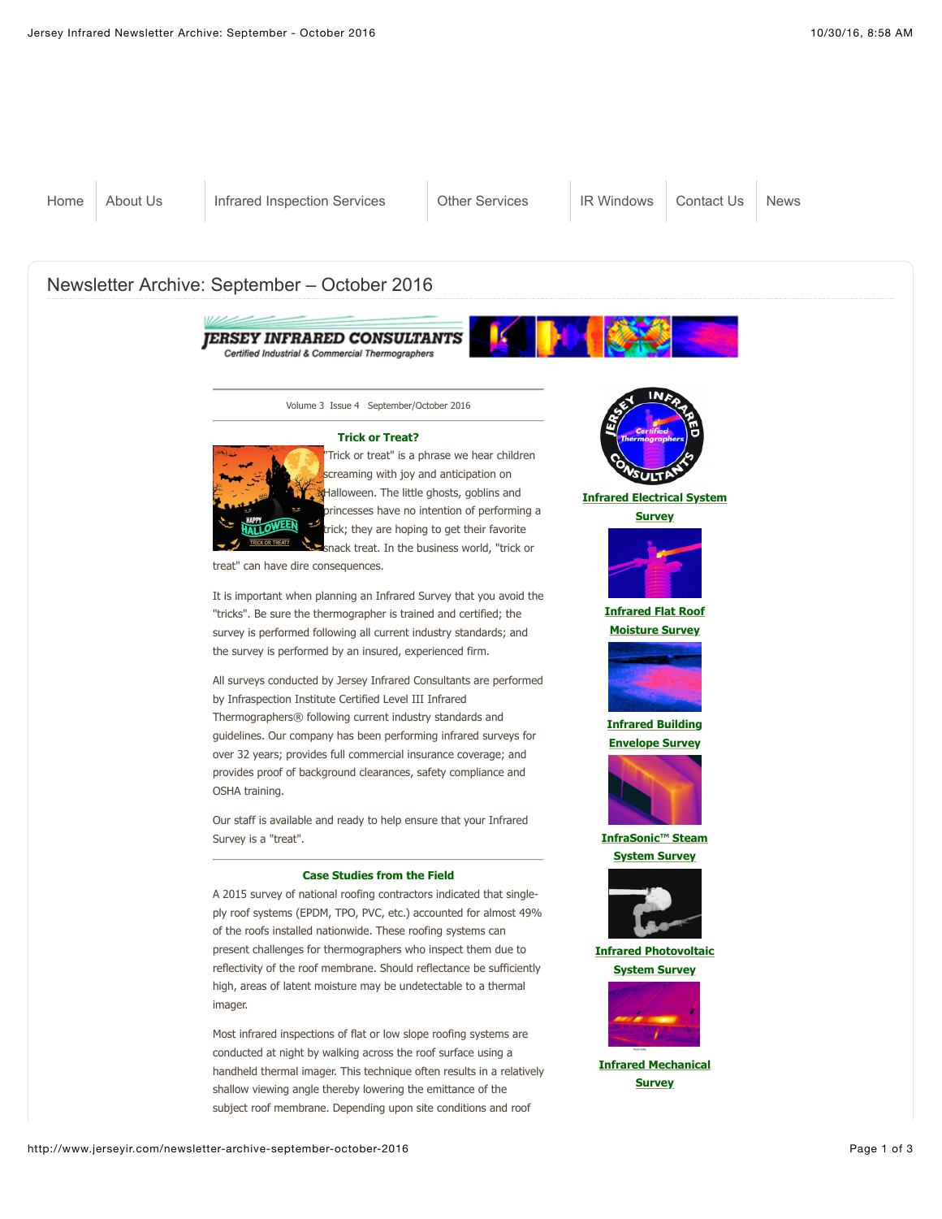Home | About Us | Infrared Inspection Services | Other Services | IR Windows | Contact Us | News

# Newsletter Archive: September – October 2016

JERSEY INFRARED CONSULTANTS
Certified Industrial & Commercial Thermographers

Volume 3 Issue 4 September/October 2016

## Trick or Treat?

"Trick or treat" is a phrase we hear children screaming with joy and anticipation on Halloween. The little ghosts, goblins and princesses have no intention of performing a trick; they are hoping to get their favorite snack treat. In the business world, "trick or treat" can have dire consequences.

It is important when planning an Infrared Survey that you avoid the "tricks". Be sure the thermographer is trained and certified; the survey is performed following all current industry standards; and the survey is performed by an insured, experienced firm.

All surveys conducted by Jersey Infrared Consultants are performed by Infraspection Institute Certified Level III Infrared Thermographers® following current industry standards and guidelines. Our company has been performing infrared surveys for over 32 years; provides full commercial insurance coverage; and provides proof of background clearances, safety compliance and OSHA training.

Our staff is available and ready to help ensure that your Infrared Survey is a "treat".

## Case Studies from the Field

A 2015 survey of national roofing contractors indicated that single-ply roof systems (EPDM, TPO, PVC, etc.) accounted for almost 49% of the roofs installed nationwide. These roofing systems can present challenges for thermographers who inspect them due to reflectivity of the roof membrane. Should reflectance be sufficiently high, areas of latent moisture may be undetectable to a thermal imager.

Most infrared inspections of flat or low slope roofing systems are conducted at night by walking across the roof surface using a handheld thermal imager. This technique often results in a relatively shallow viewing angle thereby lowering the emittance of the subject roof membrane. Depending upon site conditions and roof

**Infrared Electrical System Survey**

**Infrared Flat Roof Moisture Survey**

**Infrared Building Envelope Survey**

**InfraSonic™ Steam System Survey**

**Infrared Photovoltaic System Survey**

**Infrared Mechanical Survey**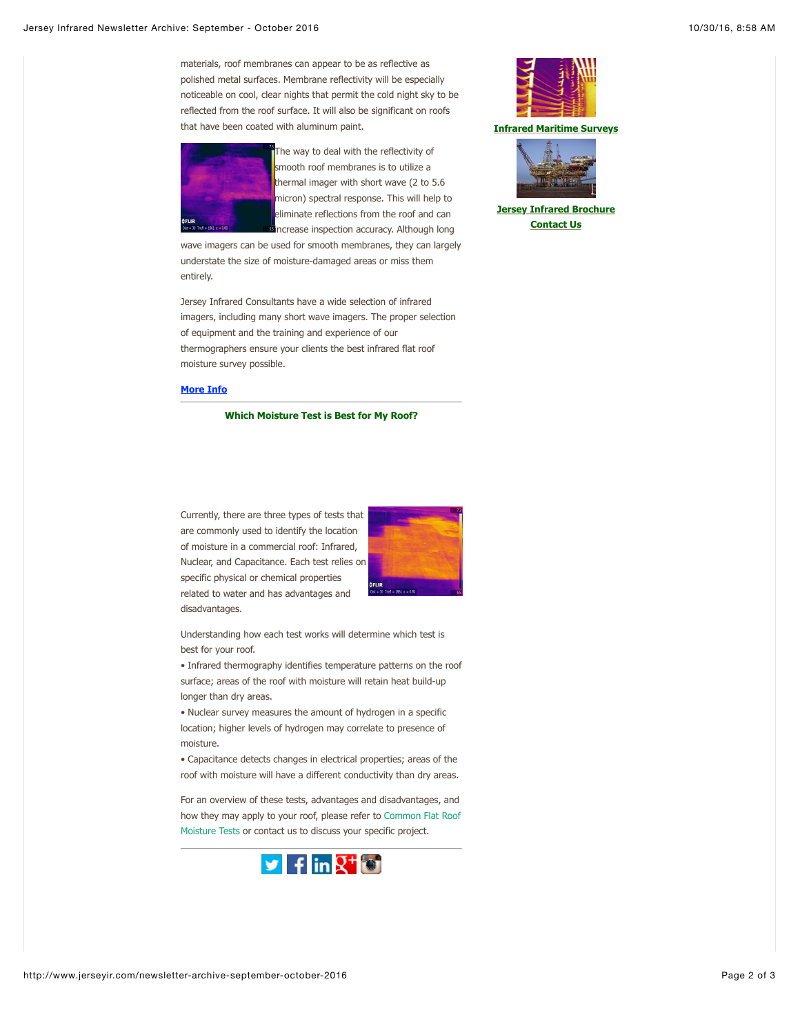materials, roof membranes can appear to be as reflective as polished metal surfaces. Membrane reflectivity will be especially noticeable on cool, clear nights that permit the cold night sky to be reflected from the roof surface. It will also be significant on roofs that have been coated with aluminum paint.

The way to deal with the reflectivity of smooth roof membranes is to utilize a thermal imager with short wave (2 to 5.6 micron) spectral response. This will help to eliminate reflections from the roof and can increase inspection accuracy. Although long wave imagers can be used for smooth membranes, they can largely understate the size of moisture-damaged areas or miss them entirely.

Jersey Infrared Consultants have a wide selection of infrared imagers, including many short wave imagers. The proper selection of equipment and the training and experience of our thermographers ensure your clients the best infrared flat roof moisture survey possible.

**More Info**

**Which Moisture Test is Best for My Roof?**

Currently, there are three types of tests that are commonly used to identify the location of moisture in a commercial roof: Infrared, Nuclear, and Capacitance. Each test relies on specific physical or chemical properties related to water and has advantages and disadvantages.

Understanding how each test works will determine which test is best for your roof.

- Infrared thermography identifies temperature patterns on the roof surface; areas of the roof with moisture will retain heat build-up longer than dry areas.
- Nuclear survey measures the amount of hydrogen in a specific location; higher levels of hydrogen may correlate to presence of moisture.
- Capacitance detects changes in electrical properties; areas of the roof with moisture will have a different conductivity than dry areas.

For an overview of these tests, advantages and disadvantages, and how they may apply to your roof, please refer to Common Flat Roof Moisture Tests or contact us to discuss your specific project.

**Infrared Maritime Surveys**

**Jersey Infrared Brochure**

**Contact Us**